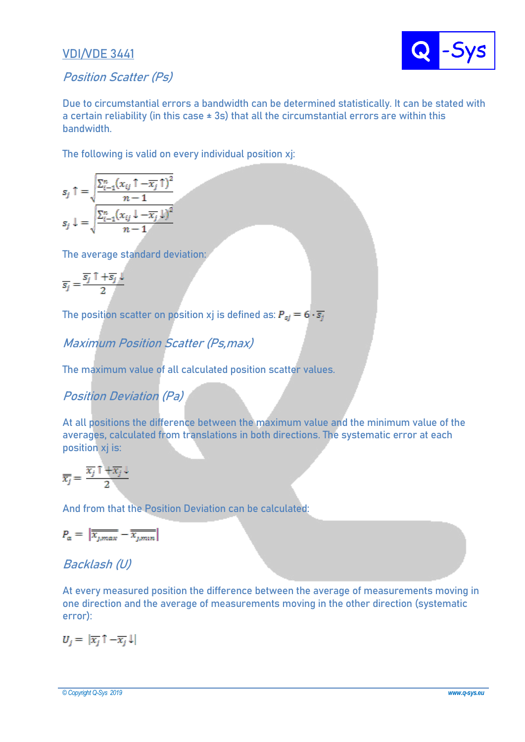# VDI/VDE 3441

## *Position Scatter (Ps)*

Due to circumstantial errors a bandwidth can be determined statistically. It can be stated with a certain reliability (in this case ± 3s) that all the circumstantial errors are within this bandwidth.

The following is valid on every individual position xj:

$$s_j \uparrow = \sqrt{\frac{\sum_{i=1}^{n}(x_{ij}\uparrow - \overline{x_j}\uparrow)^2}{n-1}}$$

$$s_j \downarrow = \sqrt{\frac{\sum_{i=1}^{n}(x_{ij}\downarrow - \overline{x_j}\downarrow)^2}{n-1}}$$

The average standard deviation:

$$\overline{s_j} = \frac{\overline{s_j}\uparrow + \overline{s_j}\downarrow}{2}$$

The position scatter on position xj is defined as: $P_{sj} = 6 \cdot \overline{s_j}$

## *Maximum Position Scatter (Ps,max)*

The maximum value of all calculated position scatter values.

## *Position Deviation (Pa)*

At all positions the difference between the maximum value and the minimum value of the averages, calculated from translations in both directions. The systematic error at each position xj is:

$$\overline{\overline{x_j}} = \frac{\overline{x_j}\uparrow + \overline{x_j}\downarrow}{2}$$

And from that the Position Deviation can be calculated:

$$P_a = \left|\overline{\overline{x_{j,max}}} - \overline{\overline{x_{j,min}}}\right|$$

## *Backlash (U)*

At every measured position the difference between the average of measurements moving in one direction and the average of measurements moving in the other direction (systematic error):

$$U_j = \left|\overline{x_j}\uparrow - \overline{x_j}\downarrow\right|$$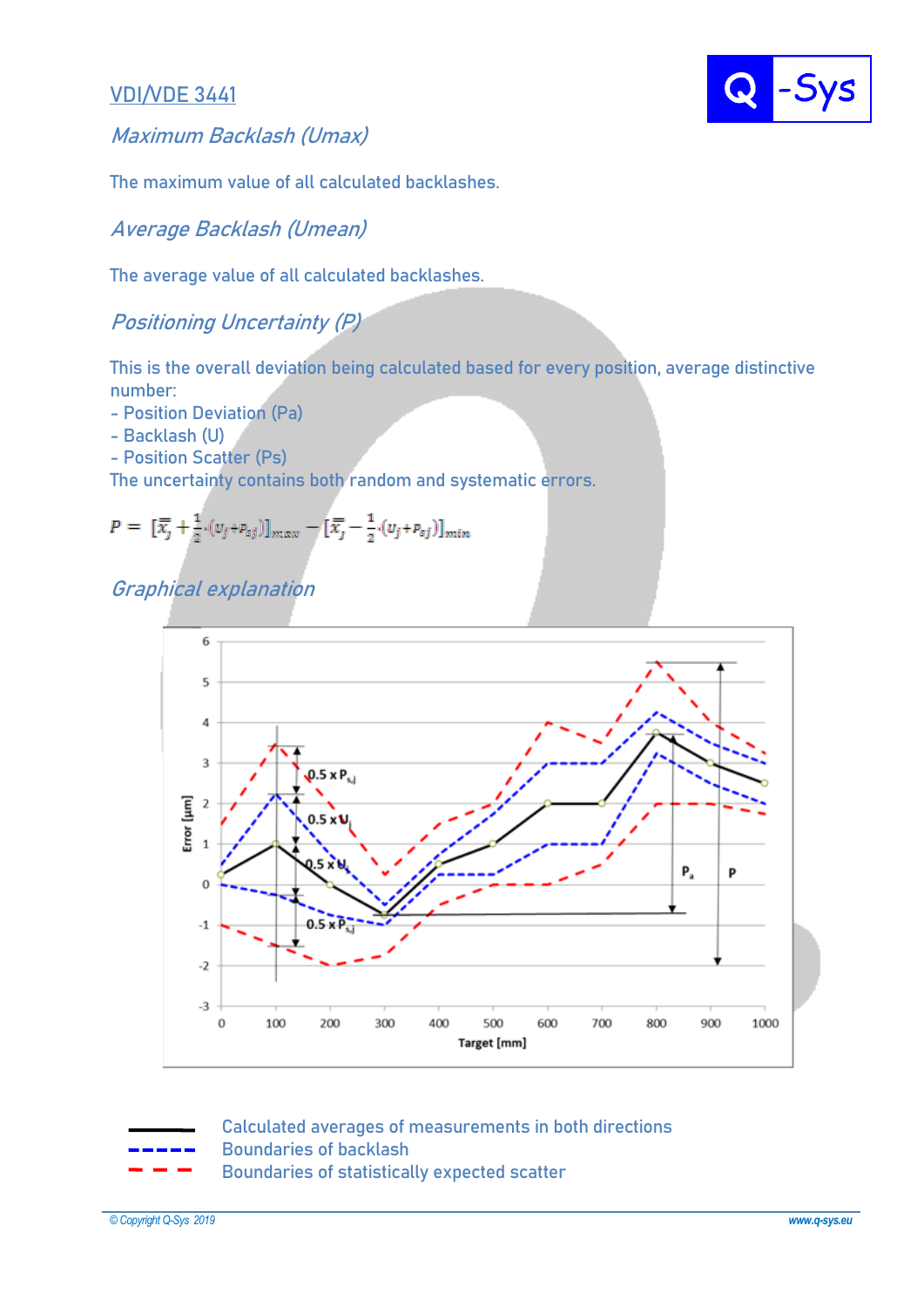## VDI/VDE 3441

### Maximum Backlash (Umax)

The maximum value of all calculated backlashes.

### Average Backlash (Umean)

The average value of all calculated backlashes.

### Positioning Uncertainty (P)

This is the overall deviation being calculated based for every position, average distinctive number:

- Position Deviation (Pa)
- Backlash (U)
- Position Scatter (Ps)

The uncertainty contains both random and systematic errors.

$$P = [\bar{\bar{x}}_j + \tfrac{1}{2}\cdot(U_j + P_{sj})]_{max} - [\bar{\bar{x}}_j - \tfrac{1}{2}\cdot(U_j + P_{sj})]_{min}$$

### Graphical explanation

6
5
4
3
2
1
0
-1
-2
-3

Error [µm]

0 100 200 300 400 500 600 700 800 900 1000

Target [mm]

0.5 x $P_{s,j}$

0.5 x $U_j$

0.5 x $U_j$

0.5 x $P_{s,j}$

$P_a$

P

Calculated averages of measurements in both directions

Boundaries of backlash

Boundaries of statistically expected scatter

© Copyright Q-Sys 2019

www.q-sys.eu